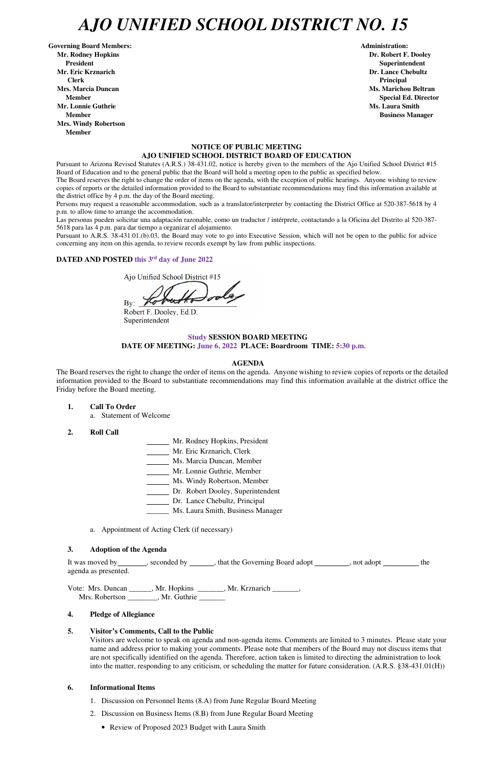# *AJO UNIFIED SCHOOL DISTRICT NO. 15*

**Governing Board Members:**
**Mr. Rodney Hopkins**
**President**
**Mr. Eric Krznarich**
**Clerk**
**Mrs. Marcia Duncan**
**Member**
**Mr. Lonnie Guthrie**
**Member**
**Mrs. Windy Robertson**
**Member**

**Administration:**
**Dr. Robert F. Dooley**
**Superintendent**
**Dr. Lance Chebultz**
**Principal**
**Ms. Marichou Beltran**
**Special Ed. Director**
**Ms. Laura Smith**
**Business Manager**

**NOTICE OF PUBLIC MEETING**
**AJO UNIFIED SCHOOL DISTRICT BOARD OF EDUCATION**

Pursuant to Arizona Revised Statutes (A.R.S.) 38-431.02, notice is hereby given to the members of the Ajo Unified School District #15 Board of Education and to the general public that the Board will hold a meeting open to the public as specified below.

The Board reserves the right to change the order of items on the agenda, with the exception of public hearings. Anyone wishing to review copies of reports or the detailed information provided to the Board to substantiate recommendations may find this information available at the district office by 4 p.m. the day of the Board meeting.

Persons may request a reasonable accommodation, such as a translator/interpreter by contacting the District Office at 520-387-5618 by 4 p.m. to allow time to arrange the accommodation.

Las personas pueden solicitar una adaptación razonable, como un traductor / intérprete, contactando a la Oficina del Distrito al 520-387-5618 para las 4 p.m. para dar tiempo a organizar el alojamiento.

Pursuant to A.R.S. 38-431.01.(b).03, the Board may vote to go into Executive Session, which will not be open to the public for advice concerning any item on this agenda, to review records exempt by law from public inspections.

**DATED AND POSTED this 3rd day of June 2022**

Ajo Unified School District #15

By: ______________________

Robert F. Dooley, Ed.D.
Superintendent

**Study SESSION BOARD MEETING**
**DATE OF MEETING: June 6, 2022 PLACE: Boardroom TIME: 5:30 p.m.**

**AGENDA**

The Board reserves the right to change the order of items on the agenda. Anyone wishing to review copies of reports or the detailed information provided to the Board to substantiate recommendations may find this information available at the district office the Friday before the Board meeting.

1. **Call To Order**
   a. Statement of Welcome

2. **Roll Call**

   ______ Mr. Rodney Hopkins, President
   ______ Mr. Eric Krznarich, Clerk
   ______ Ms. Marcia Duncan, Member
   ______ Mr. Lonnie Guthrie, Member
   ______ Ms. Windy Robertson, Member
   ______ Dr. Robert Dooley, Superintendent
   ______ Dr. Lance Chebultz, Principal
   ______ Ms. Laura Smith, Business Manager

   a. Appointment of Acting Clerk (if necessary)

3. **Adoption of the Agenda**

It was moved by________, seconded by ______, that the Governing Board adopt _________, not adopt _________ the agenda as presented.

Vote: Mrs. Duncan ______, Mr. Hopkins _______, Mr. Krznarich _______,
Mrs. Robertson ________, Mr. Guthrie _______

4. **Pledge of Allegiance**

5. **Visitor's Comments, Call to the Public**
   Visitors are welcome to speak on agenda and non-agenda items. Comments are limited to 3 minutes. Please state your name and address prior to making your comments. Please note that members of the Board may not discuss items that are not specifically identified on the agenda. Therefore, action taken is limited to directing the administration to look into the matter, responding to any criticism, or scheduling the matter for future consideration. (A.R.S. §38-431.01(H))

6. **Informational Items**
   1. Discussion on Personnel Items (8.A) from June Regular Board Meeting
   2. Discussion on Business Items (8.B) from June Regular Board Meeting
      - Review of Proposed 2023 Budget with Laura Smith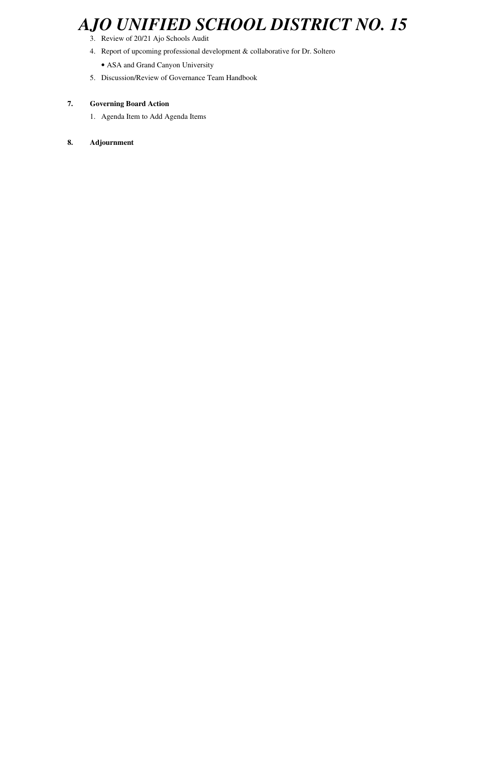3. Review of 20/21 Ajo Schools Audit
4. Report of upcoming professional development & collaborative for Dr. Soltero
   - ASA and Grand Canyon University
5. Discussion/Review of Governance Team Handbook

**7. Governing Board Action**

1. Agenda Item to Add Agenda Items

**8. Adjournment**